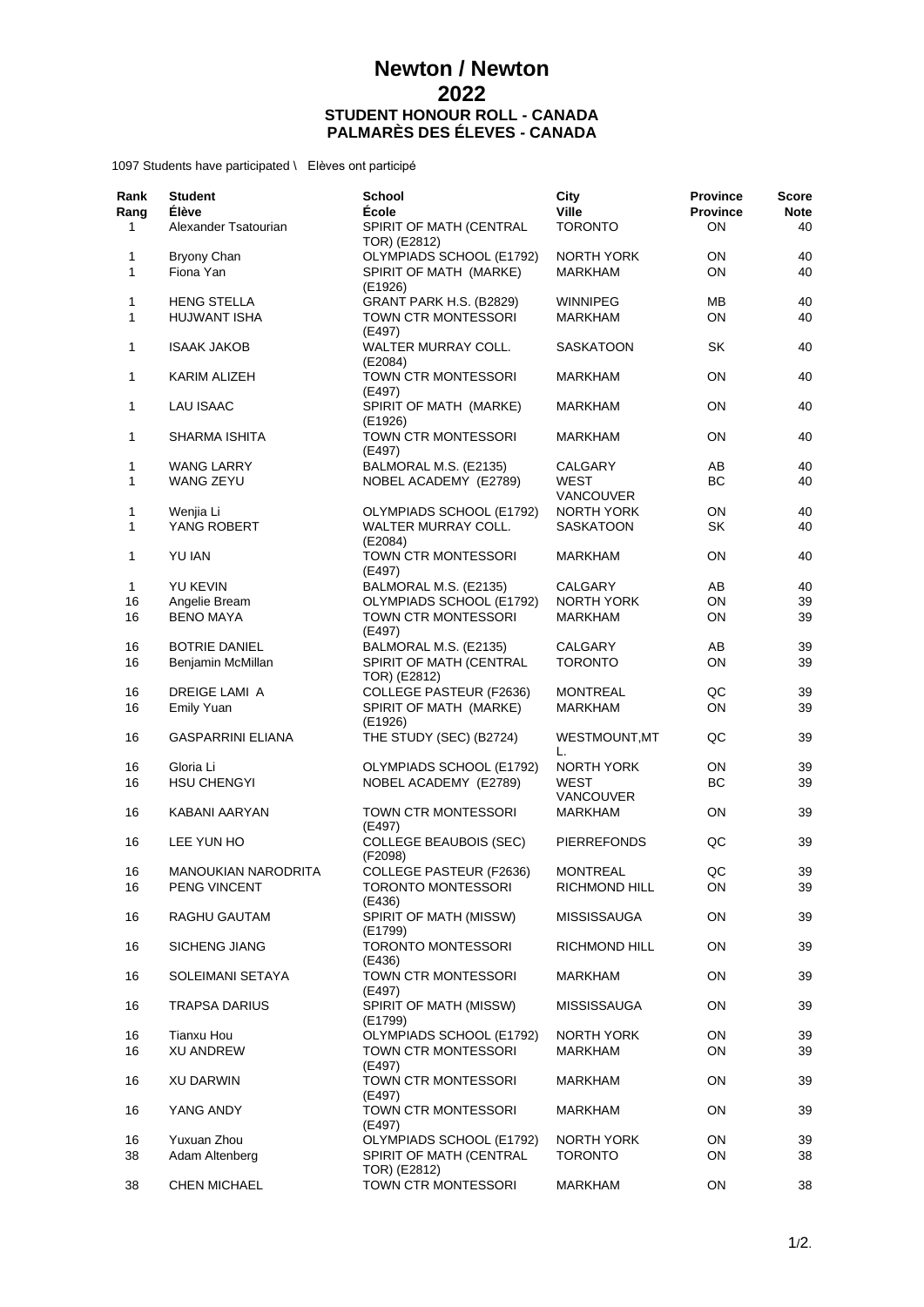# Newton / Newton
# 2022
## STUDENT HONOUR ROLL - CANADA
## PALMARÈS DES ÉLEVES - CANADA

1097 Students have participated \ Elèves ont participé

| Rank<br>Rang | Student<br>Élève | School<br>École | City<br>Ville | Province<br>Province | Score<br>Note |
|---|---|---|---|---|---|
| 1 | Alexander Tsatourian | SPIRIT OF MATH (CENTRAL TOR) (E2812) | TORONTO | ON | 40 |
| 1 | Bryony Chan | OLYMPIADS SCHOOL (E1792) | NORTH YORK | ON | 40 |
| 1 | Fiona Yan | SPIRIT OF MATH (MARKE) (E1926) | MARKHAM | ON | 40 |
| 1 | HENG STELLA | GRANT PARK H.S. (B2829) | WINNIPEG | MB | 40 |
| 1 | HUJWANT ISHA | TOWN CTR MONTESSORI (E497) | MARKHAM | ON | 40 |
| 1 | ISAAK JAKOB | WALTER MURRAY COLL. (E2084) | SASKATOON | SK | 40 |
| 1 | KARIM ALIZEH | TOWN CTR MONTESSORI (E497) | MARKHAM | ON | 40 |
| 1 | LAU ISAAC | SPIRIT OF MATH (MARKE) (E1926) | MARKHAM | ON | 40 |
| 1 | SHARMA ISHITA | TOWN CTR MONTESSORI (E497) | MARKHAM | ON | 40 |
| 1 | WANG LARRY | BALMORAL M.S. (E2135) | CALGARY | AB | 40 |
| 1 | WANG ZEYU | NOBEL ACADEMY (E2789) | WEST VANCOUVER | BC | 40 |
| 1 | Wenjia Li | OLYMPIADS SCHOOL (E1792) | NORTH YORK | ON | 40 |
| 1 | YANG ROBERT | WALTER MURRAY COLL. (E2084) | SASKATOON | SK | 40 |
| 1 | YU IAN | TOWN CTR MONTESSORI (E497) | MARKHAM | ON | 40 |
| 1 | YU KEVIN | BALMORAL M.S. (E2135) | CALGARY | AB | 40 |
| 16 | Angelie Bream | OLYMPIADS SCHOOL (E1792) | NORTH YORK | ON | 39 |
| 16 | BENO MAYA | TOWN CTR MONTESSORI (E497) | MARKHAM | ON | 39 |
| 16 | BOTRIE DANIEL | BALMORAL M.S. (E2135) | CALGARY | AB | 39 |
| 16 | Benjamin McMillan | SPIRIT OF MATH (CENTRAL TOR) (E2812) | TORONTO | ON | 39 |
| 16 | DREIGE LAMI A | COLLEGE PASTEUR (F2636) | MONTREAL | QC | 39 |
| 16 | Emily Yuan | SPIRIT OF MATH (MARKE) (E1926) | MARKHAM | ON | 39 |
| 16 | GASPARRINI ELIANA | THE STUDY (SEC) (B2724) | WESTMOUNT,MT L. | QC | 39 |
| 16 | Gloria Li | OLYMPIADS SCHOOL (E1792) | NORTH YORK | ON | 39 |
| 16 | HSU CHENGYI | NOBEL ACADEMY (E2789) | WEST VANCOUVER | BC | 39 |
| 16 | KABANI AARYAN | TOWN CTR MONTESSORI (E497) | MARKHAM | ON | 39 |
| 16 | LEE YUN HO | COLLEGE BEAUBOIS (SEC) (F2098) | PIERREFONDS | QC | 39 |
| 16 | MANOUKIAN NARODRITA | COLLEGE PASTEUR (F2636) | MONTREAL | QC | 39 |
| 16 | PENG VINCENT | TORONTO MONTESSORI (E436) | RICHMOND HILL | ON | 39 |
| 16 | RAGHU GAUTAM | SPIRIT OF MATH (MISSW) (E1799) | MISSISSAUGA | ON | 39 |
| 16 | SICHENG JIANG | TORONTO MONTESSORI (E436) | RICHMOND HILL | ON | 39 |
| 16 | SOLEIMANI SETAYA | TOWN CTR MONTESSORI (E497) | MARKHAM | ON | 39 |
| 16 | TRAPSA DARIUS | SPIRIT OF MATH (MISSW) (E1799) | MISSISSAUGA | ON | 39 |
| 16 | Tianxu Hou | OLYMPIADS SCHOOL (E1792) | NORTH YORK | ON | 39 |
| 16 | XU ANDREW | TOWN CTR MONTESSORI (E497) | MARKHAM | ON | 39 |
| 16 | XU DARWIN | TOWN CTR MONTESSORI (E497) | MARKHAM | ON | 39 |
| 16 | YANG ANDY | TOWN CTR MONTESSORI (E497) | MARKHAM | ON | 39 |
| 16 | Yuxuan Zhou | OLYMPIADS SCHOOL (E1792) | NORTH YORK | ON | 39 |
| 38 | Adam Altenberg | SPIRIT OF MATH (CENTRAL TOR) (E2812) | TORONTO | ON | 38 |
| 38 | CHEN MICHAEL | TOWN CTR MONTESSORI | MARKHAM | ON | 38 |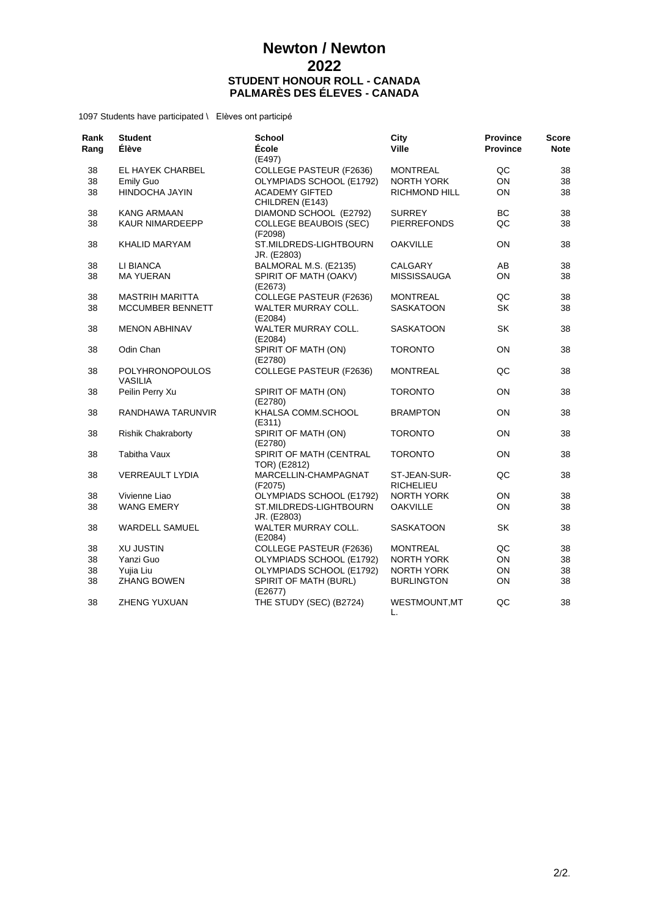# Newton / Newton
# 2022
### STUDENT HONOUR ROLL - CANADA
### PALMARÈS DES ÉLEVES - CANADA

1097 Students have participated \ Elèves ont participé

| Rank<br>Rang | Student<br>Élève | School<br>École | City<br>Ville | Province<br>Province | Score<br>Note |
|---|---|---|---|---|---|
| | | (E497) | | | |
| 38 | EL HAYEK CHARBEL | COLLEGE PASTEUR (F2636) | MONTREAL | QC | 38 |
| 38 | Emily Guo | OLYMPIADS SCHOOL (E1792) | NORTH YORK | ON | 38 |
| 38 | HINDOCHA JAYIN | ACADEMY GIFTED CHILDREN (E143) | RICHMOND HILL | ON | 38 |
| 38 | KANG ARMAAN | DIAMOND SCHOOL (E2792) | SURREY | BC | 38 |
| 38 | KAUR NIMARDEEPP | COLLEGE BEAUBOIS (SEC) (F2098) | PIERREFONDS | QC | 38 |
| 38 | KHALID MARYAM | ST.MILDREDS-LIGHTBOURN JR. (E2803) | OAKVILLE | ON | 38 |
| 38 | LI BIANCA | BALMORAL M.S. (E2135) | CALGARY | AB | 38 |
| 38 | MA YUERAN | SPIRIT OF MATH (OAKV) (E2673) | MISSISSAUGA | ON | 38 |
| 38 | MASTRIH MARITTA | COLLEGE PASTEUR (F2636) | MONTREAL | QC | 38 |
| 38 | MCCUMBER BENNETT | WALTER MURRAY COLL. (E2084) | SASKATOON | SK | 38 |
| 38 | MENON ABHINAV | WALTER MURRAY COLL. (E2084) | SASKATOON | SK | 38 |
| 38 | Odin Chan | SPIRIT OF MATH (ON) (E2780) | TORONTO | ON | 38 |
| 38 | POLYHRONOPOULOS VASILIA | COLLEGE PASTEUR (F2636) | MONTREAL | QC | 38 |
| 38 | Peilin Perry Xu | SPIRIT OF MATH (ON) (E2780) | TORONTO | ON | 38 |
| 38 | RANDHAWA TARUNVIR | KHALSA COMM.SCHOOL (E311) | BRAMPTON | ON | 38 |
| 38 | Rishik Chakraborty | SPIRIT OF MATH (ON) (E2780) | TORONTO | ON | 38 |
| 38 | Tabitha Vaux | SPIRIT OF MATH (CENTRAL TOR) (E2812) | TORONTO | ON | 38 |
| 38 | VERREAULT LYDIA | MARCELLIN-CHAMPAGNAT (F2075) | ST-JEAN-SUR-RICHELIEU | QC | 38 |
| 38 | Vivienne Liao | OLYMPIADS SCHOOL (E1792) | NORTH YORK | ON | 38 |
| 38 | WANG EMERY | ST.MILDREDS-LIGHTBOURN JR. (E2803) | OAKVILLE | ON | 38 |
| 38 | WARDELL SAMUEL | WALTER MURRAY COLL. (E2084) | SASKATOON | SK | 38 |
| 38 | XU JUSTIN | COLLEGE PASTEUR (F2636) | MONTREAL | QC | 38 |
| 38 | Yanzi Guo | OLYMPIADS SCHOOL (E1792) | NORTH YORK | ON | 38 |
| 38 | Yujia Liu | OLYMPIADS SCHOOL (E1792) | NORTH YORK | ON | 38 |
| 38 | ZHANG BOWEN | SPIRIT OF MATH (BURL) (E2677) | BURLINGTON | ON | 38 |
| 38 | ZHENG YUXUAN | THE STUDY (SEC) (B2724) | WESTMOUNT,MT L. | QC | 38 |